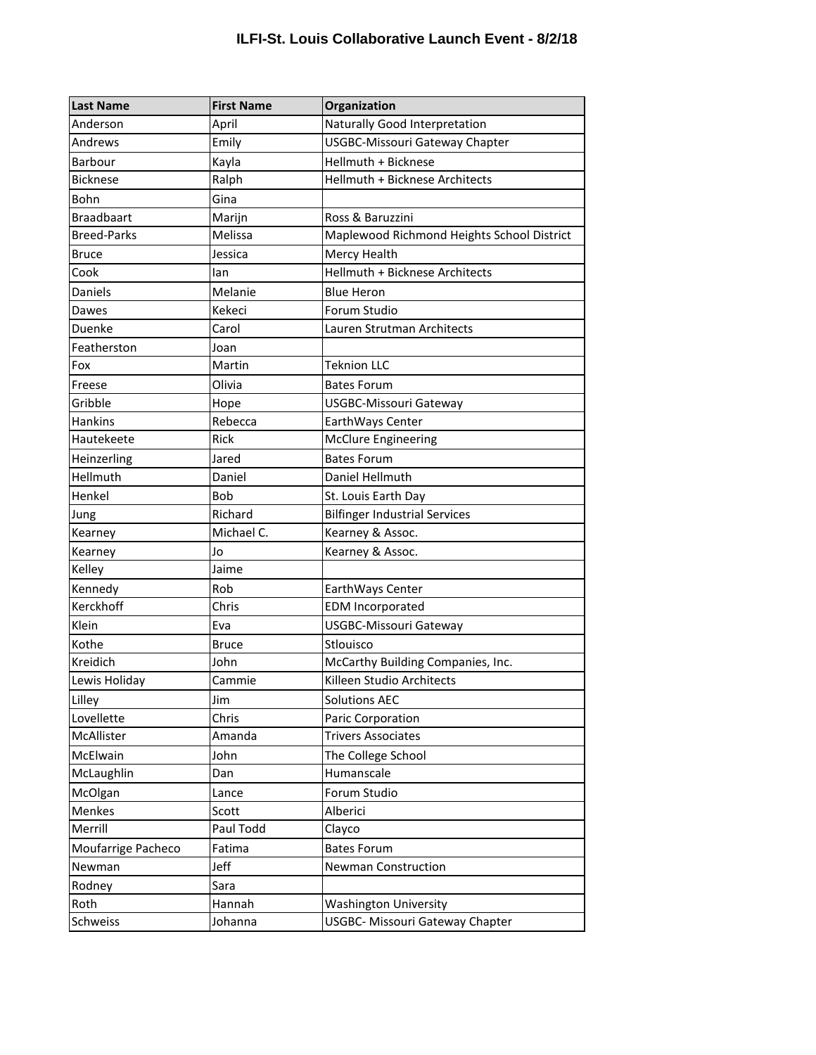# ILFI-St. Louis Collaborative Launch Event - 8/2/18

| Last Name | First Name | Organization |
|---|---|---|
| Anderson | April | Naturally Good Interpretation |
| Andrews | Emily | USGBC-Missouri Gateway Chapter |
| Barbour | Kayla | Hellmuth + Bicknese |
| Bicknese | Ralph | Hellmuth + Bicknese Architects |
| Bohn | Gina | |
| Braadbaart | Marijn | Ross & Baruzzini |
| Breed-Parks | Melissa | Maplewood Richmond Heights School District |
| Bruce | Jessica | Mercy Health |
| Cook | Ian | Hellmuth + Bicknese Architects |
| Daniels | Melanie | Blue Heron |
| Dawes | Kekeci | Forum Studio |
| Duenke | Carol | Lauren Strutman Architects |
| Featherston | Joan | |
| Fox | Martin | Teknion LLC |
| Freese | Olivia | Bates Forum |
| Gribble | Hope | USGBC-Missouri Gateway |
| Hankins | Rebecca | EarthWays Center |
| Hautekeete | Rick | McClure Engineering |
| Heinzerling | Jared | Bates Forum |
| Hellmuth | Daniel | Daniel Hellmuth |
| Henkel | Bob | St. Louis Earth Day |
| Jung | Richard | Bilfinger Industrial Services |
| Kearney | Michael C. | Kearney & Assoc. |
| Kearney | Jo | Kearney & Assoc. |
| Kelley | Jaime | |
| Kennedy | Rob | EarthWays Center |
| Kerckhoff | Chris | EDM Incorporated |
| Klein | Eva | USGBC-Missouri Gateway |
| Kothe | Bruce | Stlouisco |
| Kreidich | John | McCarthy Building Companies, Inc. |
| Lewis Holiday | Cammie | Killeen Studio Architects |
| Lilley | Jim | Solutions AEC |
| Lovellette | Chris | Paric Corporation |
| McAllister | Amanda | Trivers Associates |
| McElwain | John | The College School |
| McLaughlin | Dan | Humanscale |
| McOlgan | Lance | Forum Studio |
| Menkes | Scott | Alberici |
| Merrill | Paul Todd | Clayco |
| Moufarrige Pacheco | Fatima | Bates Forum |
| Newman | Jeff | Newman Construction |
| Rodney | Sara | |
| Roth | Hannah | Washington University |
| Schweiss | Johanna | USGBC- Missouri Gateway Chapter |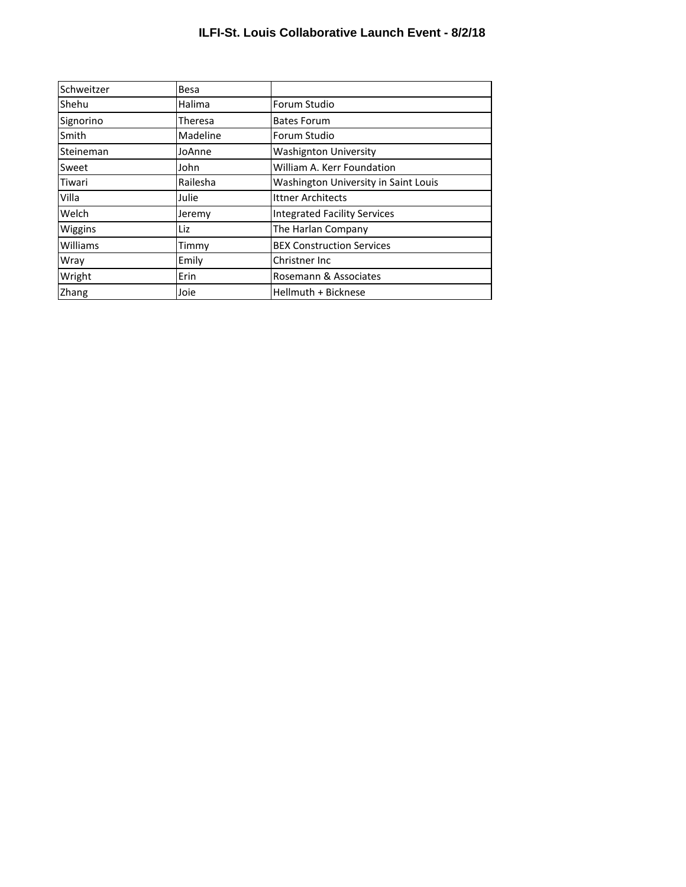# ILFI-St. Louis Collaborative Launch Event - 8/2/18

| | | |
|---|---|---|
| Schweitzer | Besa | |
| Shehu | Halima | Forum Studio |
| Signorino | Theresa | Bates Forum |
| Smith | Madeline | Forum Studio |
| Steineman | JoAnne | Washignton University |
| Sweet | John | William A. Kerr Foundation |
| Tiwari | Railesha | Washington University in Saint Louis |
| Villa | Julie | Ittner Architects |
| Welch | Jeremy | Integrated Facility Services |
| Wiggins | Liz | The Harlan Company |
| Williams | Timmy | BEX Construction Services |
| Wray | Emily | Christner Inc |
| Wright | Erin | Rosemann & Associates |
| Zhang | Joie | Hellmuth + Bicknese |